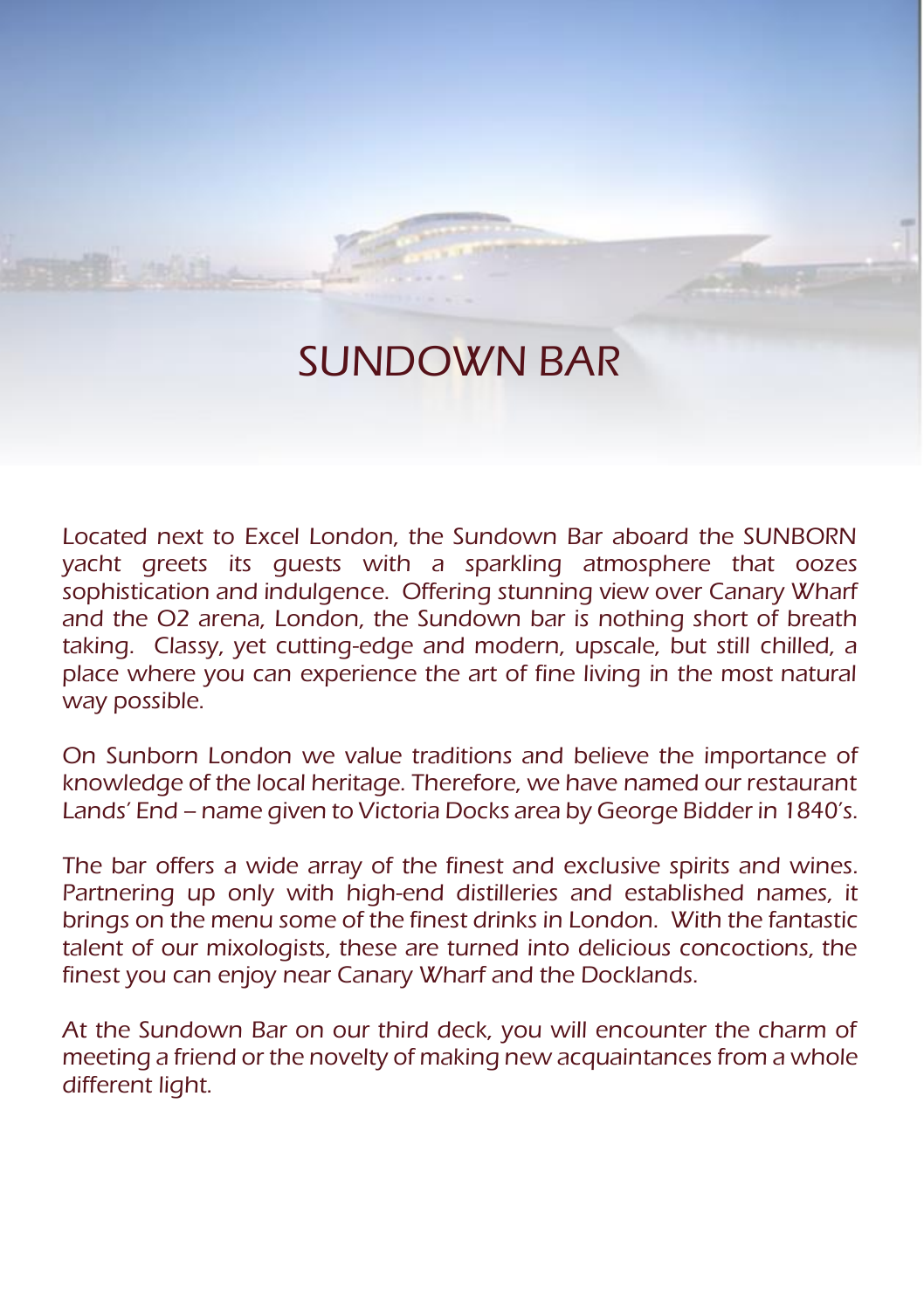# SUNDOWN BAR

Located next to Excel London, the Sundown Bar aboard the SUNBORN yacht greets its guests with a sparkling atmosphere that oozes sophistication and indulgence. Offering stunning view over Canary Wharf and the O2 arena, London, the Sundown bar is nothing short of breath taking. Classy, yet cutting-edge and modern, upscale, but still chilled, a place where you can experience the art of fine living in the most natural way possible.

On Sunborn London we value traditions and believe the importance of knowledge of the local heritage. Therefore, we have named our restaurant Lands' End – name given to Victoria Docks area by George Bidder in 1840's.

The bar offers a wide array of the finest and exclusive spirits and wines. Partnering up only with high-end distilleries and established names, it brings on the menu some of the finest drinks in London. With the fantastic talent of our mixologists, these are turned into delicious concoctions, the finest you can enjoy near Canary Wharf and the Docklands.

At the Sundown Bar on our third deck, you will encounter the charm of meeting a friend or the novelty of making new acquaintances from a whole different light.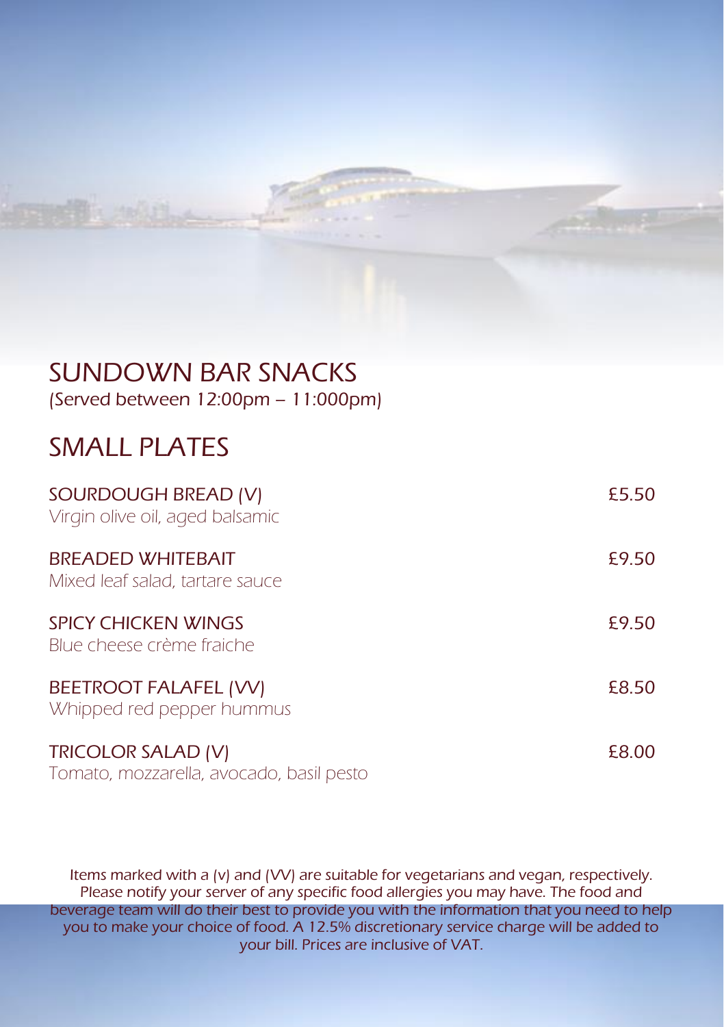# SUNDOWN BAR SNACKS

(Served between 12:00pm – 11:000pm)

## SMALL PLATES

| Item | Price |
| --- | --- |
| SOURDOUGH BREAD (V)<br>Virgin olive oil, aged balsamic | £5.50 |
| BREADED WHITEBAIT<br>Mixed leaf salad, tartare sauce | £9.50 |
| SPICY CHICKEN WINGS<br>Blue cheese crème fraiche | £9.50 |
| BEETROOT FALAFEL (VV)<br>Whipped red pepper hummus | £8.50 |
| TRICOLOR SALAD (V)<br>Tomato, mozzarella, avocado, basil pesto | £8.00 |

Items marked with a (v) and (VV) are suitable for vegetarians and vegan, respectively. Please notify your server of any specific food allergies you may have. The food and beverage team will do their best to provide you with the information that you need to help you to make your choice of food. A 12.5% discretionary service charge will be added to your bill. Prices are inclusive of VAT.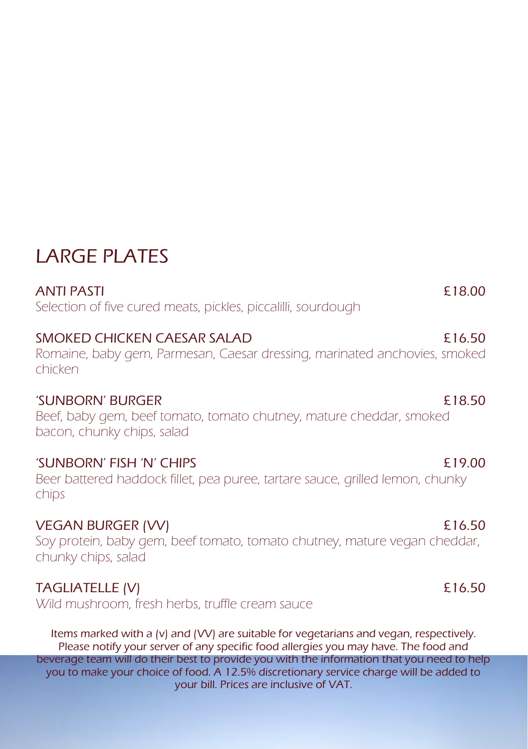# LARGE PLATES

**ANTI PASTI** £18.00
Selection of five cured meats, pickles, piccalilli, sourdough

**SMOKED CHICKEN CAESAR SALAD** £16.50
Romaine, baby gem, Parmesan, Caesar dressing, marinated anchovies, smoked chicken

**'SUNBORN' BURGER** £18.50
Beef, baby gem, beef tomato, tomato chutney, mature cheddar, smoked bacon, chunky chips, salad

**'SUNBORN' FISH 'N' CHIPS** £19.00
Beer battered haddock fillet, pea puree, tartare sauce, grilled lemon, chunky chips

**VEGAN BURGER (VV)** £16.50
Soy protein, baby gem, beef tomato, tomato chutney, mature vegan cheddar, chunky chips, salad

**TAGLIATELLE (V)** £16.50
Wild mushroom, fresh herbs, truffle cream sauce

Items marked with a (v) and (VV) are suitable for vegetarians and vegan, respectively. Please notify your server of any specific food allergies you may have. The food and beverage team will do their best to provide you with the information that you need to help you to make your choice of food. A 12.5% discretionary service charge will be added to your bill. Prices are inclusive of VAT.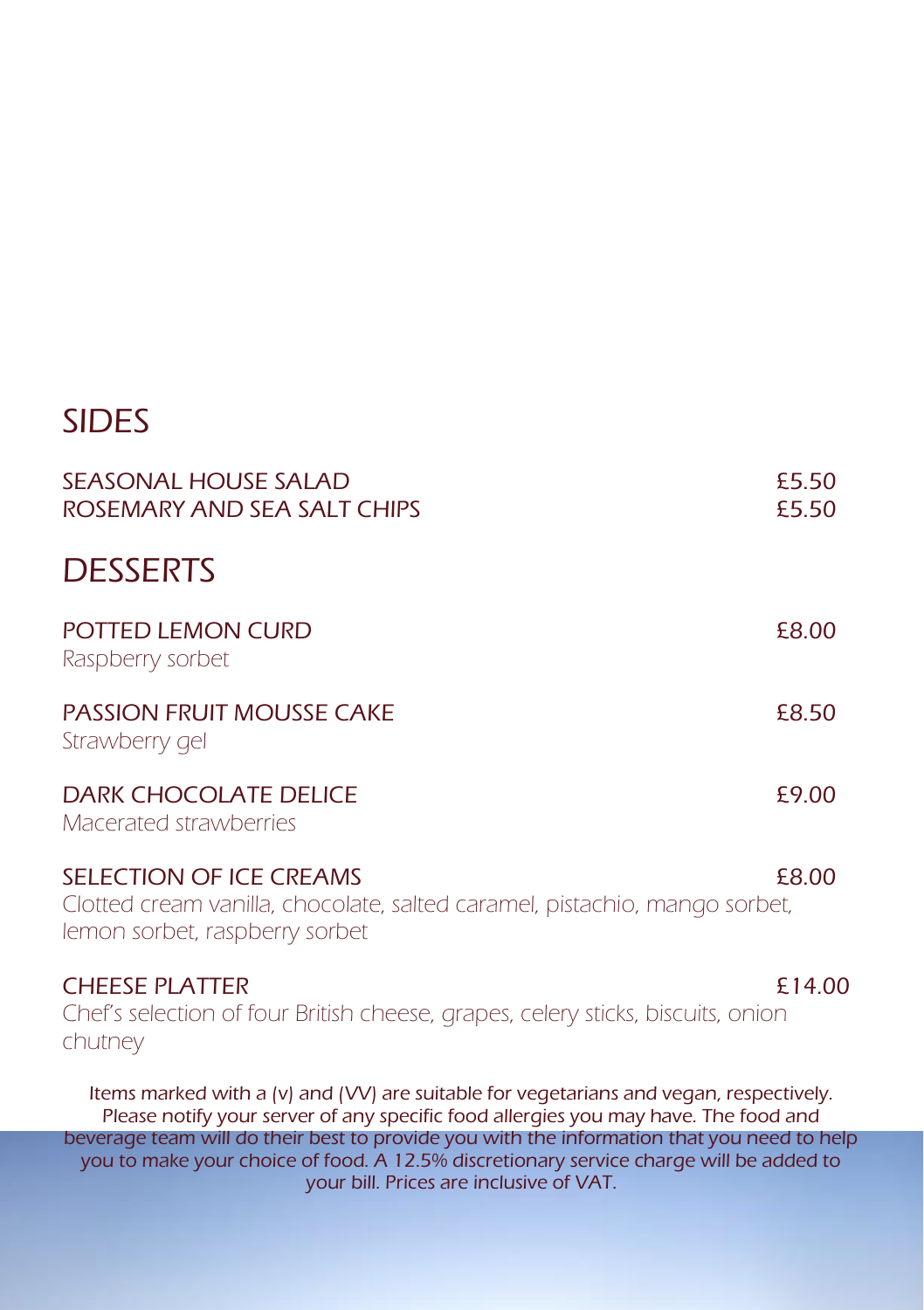## SIDES

| | |
|---|---|
| SEASONAL HOUSE SALAD | £5.50 |
| ROSEMARY AND SEA SALT CHIPS | £5.50 |

## DESSERTS

POTTED LEMON CURD — £8.00
*Raspberry sorbet*

PASSION FRUIT MOUSSE CAKE — £8.50
*Strawberry gel*

DARK CHOCOLATE DELICE — £9.00
*Macerated strawberries*

SELECTION OF ICE CREAMS — £8.00
*Clotted cream vanilla, chocolate, salted caramel, pistachio, mango sorbet, lemon sorbet, raspberry sorbet*

CHEESE PLATTER — £14.00
*Chef's selection of four British cheese, grapes, celery sticks, biscuits, onion chutney*

Items marked with a (v) and (VV) are suitable for vegetarians and vegan, respectively. Please notify your server of any specific food allergies you may have. The food and beverage team will do their best to provide you with the information that you need to help you to make your choice of food. A 12.5% discretionary service charge will be added to your bill. Prices are inclusive of VAT.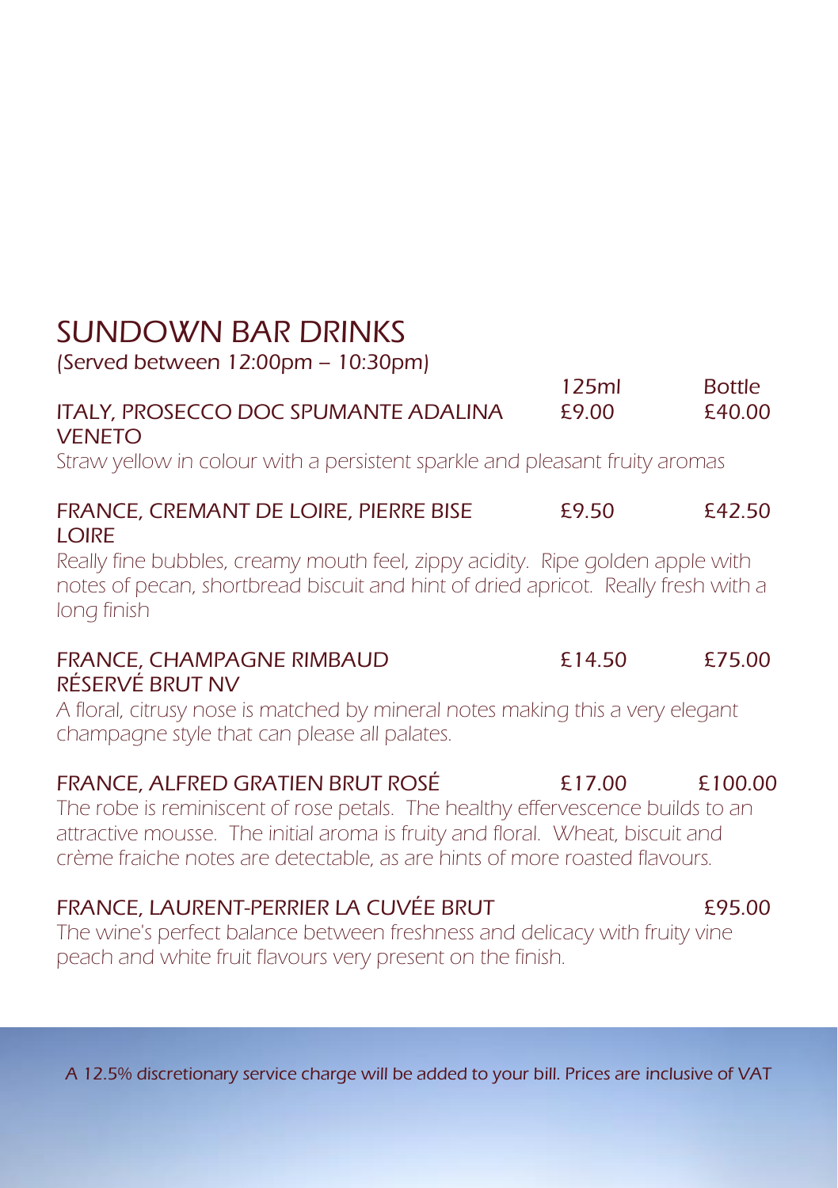# SUNDOWN BAR DRINKS

(Served between 12:00pm – 10:30pm)

| | 125ml | Bottle |
|---|---|---|
| ITALY, PROSECCO DOC SPUMANTE ADALINA VENETO | £9.00 | £40.00 |
| FRANCE, CREMANT DE LOIRE, PIERRE BISE LOIRE | £9.50 | £42.50 |
| FRANCE, CHAMPAGNE RIMBAUD RÉSERVÉ BRUT NV | £14.50 | £75.00 |
| FRANCE, ALFRED GRATIEN BRUT ROSÉ | £17.00 | £100.00 |
| FRANCE, LAURENT-PERRIER LA CUVÉE BRUT | | £95.00 |

**ITALY, PROSECCO DOC SPUMANTE ADALINA VENETO**

*Straw yellow in colour with a persistent sparkle and pleasant fruity aromas*

**FRANCE, CREMANT DE LOIRE, PIERRE BISE LOIRE**

*Really fine bubbles, creamy mouth feel, zippy acidity. Ripe golden apple with notes of pecan, shortbread biscuit and hint of dried apricot. Really fresh with a long finish*

**FRANCE, CHAMPAGNE RIMBAUD RÉSERVÉ BRUT NV**

*A floral, citrusy nose is matched by mineral notes making this a very elegant champagne style that can please all palates.*

**FRANCE, ALFRED GRATIEN BRUT ROSÉ**

*The robe is reminiscent of rose petals. The healthy effervescence builds to an attractive mousse. The initial aroma is fruity and floral. Wheat, biscuit and crème fraiche notes are detectable, as are hints of more roasted flavours.*

**FRANCE, LAURENT-PERRIER LA CUVÉE BRUT**

*The wine's perfect balance between freshness and delicacy with fruity vine peach and white fruit flavours very present on the finish.*

A 12.5% discretionary service charge will be added to your bill. Prices are inclusive of VAT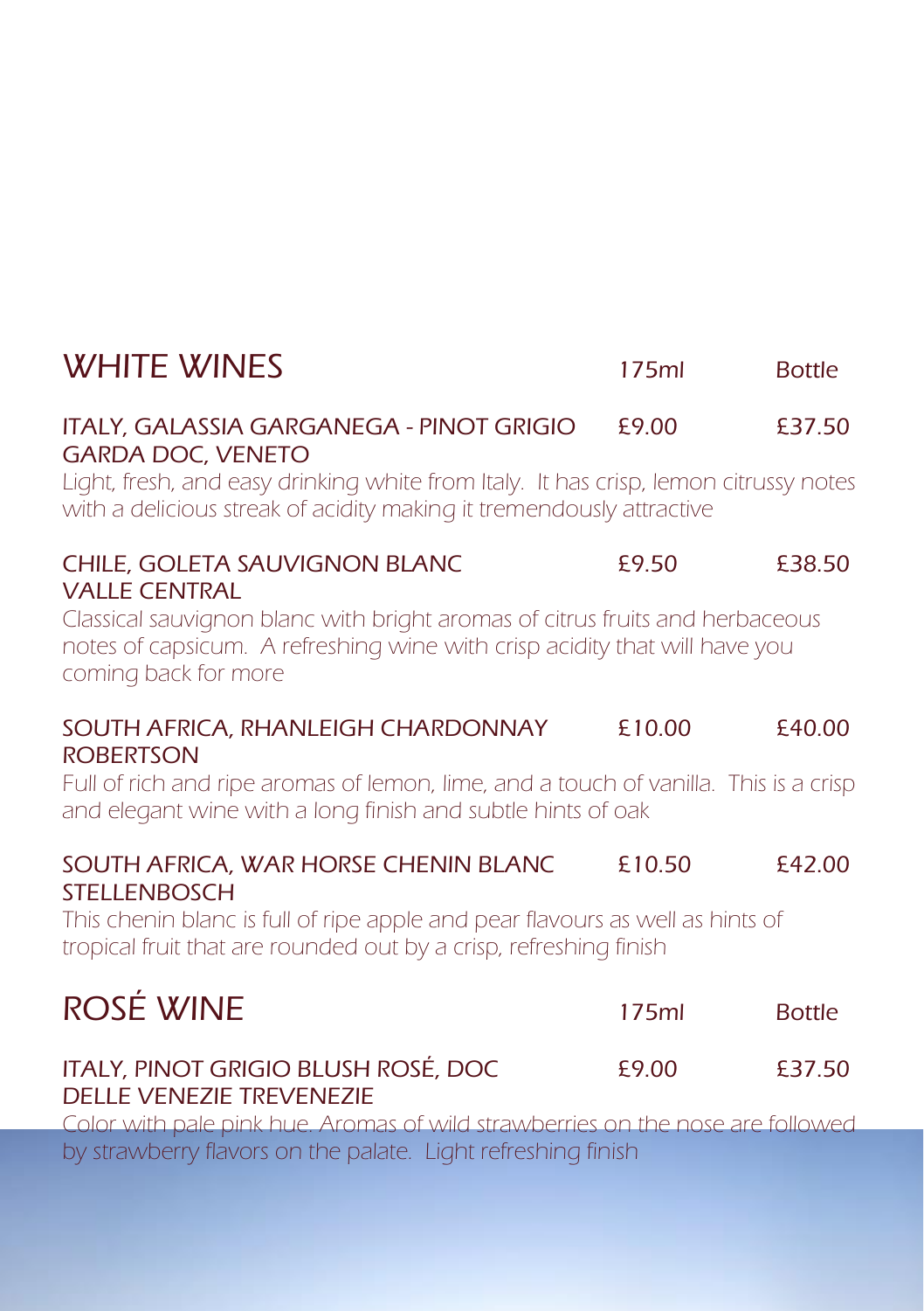## WHITE WINES

| | 175ml | Bottle |
|---|---|---|
| ITALY, GALASSIA GARGANEGA - PINOT GRIGIO GARDA DOC, VENETO | £9.00 | £37.50 |

*Light, fresh, and easy drinking white from Italy. It has crisp, lemon citrussy notes with a delicious streak of acidity making it tremendously attractive*

| | 175ml | Bottle |
|---|---|---|
| CHILE, GOLETA SAUVIGNON BLANC VALLE CENTRAL | £9.50 | £38.50 |

*Classical sauvignon blanc with bright aromas of citrus fruits and herbaceous notes of capsicum. A refreshing wine with crisp acidity that will have you coming back for more*

| | 175ml | Bottle |
|---|---|---|
| SOUTH AFRICA, RHANLEIGH CHARDONNAY ROBERTSON | £10.00 | £40.00 |

*Full of rich and ripe aromas of lemon, lime, and a touch of vanilla. This is a crisp and elegant wine with a long finish and subtle hints of oak*

| | 175ml | Bottle |
|---|---|---|
| SOUTH AFRICA, WAR HORSE CHENIN BLANC STELLENBOSCH | £10.50 | £42.00 |

*This chenin blanc is full of ripe apple and pear flavours as well as hints of tropical fruit that are rounded out by a crisp, refreshing finish*

## ROSÉ WINE

| | 175ml | Bottle |
|---|---|---|
| ITALY, PINOT GRIGIO BLUSH ROSÉ, DOC DELLE VENEZIE TREVENEZIE | £9.00 | £37.50 |

*Color with pale pink hue. Aromas of wild strawberries on the nose are followed by strawberry flavors on the palate. Light refreshing finish*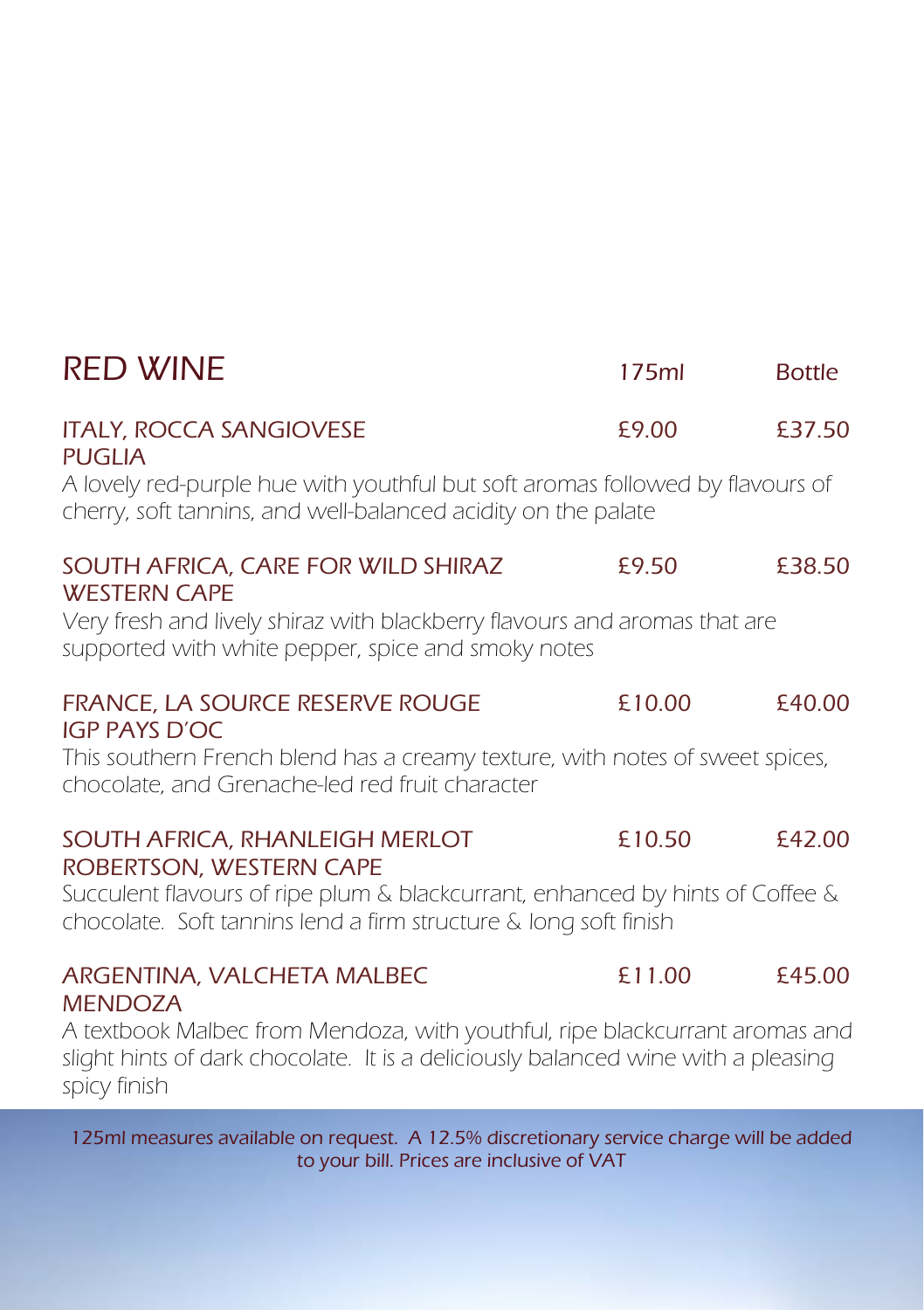# RED WINE

| | 175ml | Bottle |
|---|---|---|
| **ITALY, ROCCA SANGIOVESE** PUGLIA | £9.00 | £37.50 |
| **SOUTH AFRICA, CARE FOR WILD SHIRAZ** WESTERN CAPE | £9.50 | £38.50 |
| **FRANCE, LA SOURCE RESERVE ROUGE** IGP PAYS D'OC | £10.00 | £40.00 |
| **SOUTH AFRICA, RHANLEIGH MERLOT** ROBERTSON, WESTERN CAPE | £10.50 | £42.00 |
| **ARGENTINA, VALCHETA MALBEC** MENDOZA | £11.00 | £45.00 |

## ITALY, ROCCA SANGIOVESE — £9.00 (175ml) / £37.50 (Bottle)
PUGLIA

*A lovely red-purple hue with youthful but soft aromas followed by flavours of cherry, soft tannins, and well-balanced acidity on the palate*

## SOUTH AFRICA, CARE FOR WILD SHIRAZ — £9.50 (175ml) / £38.50 (Bottle)
WESTERN CAPE

*Very fresh and lively shiraz with blackberry flavours and aromas that are supported with white pepper, spice and smoky notes*

## FRANCE, LA SOURCE RESERVE ROUGE — £10.00 (175ml) / £40.00 (Bottle)
IGP PAYS D'OC

*This southern French blend has a creamy texture, with notes of sweet spices, chocolate, and Grenache-led red fruit character*

## SOUTH AFRICA, RHANLEIGH MERLOT — £10.50 (175ml) / £42.00 (Bottle)
ROBERTSON, WESTERN CAPE

*Succulent flavours of ripe plum & blackcurrant, enhanced by hints of Coffee & chocolate. Soft tannins lend a firm structure & long soft finish*

## ARGENTINA, VALCHETA MALBEC — £11.00 (175ml) / £45.00 (Bottle)
MENDOZA

*A textbook Malbec from Mendoza, with youthful, ripe blackcurrant aromas and slight hints of dark chocolate. It is a deliciously balanced wine with a pleasing spicy finish*

125ml measures available on request. A 12.5% discretionary service charge will be added to your bill. Prices are inclusive of VAT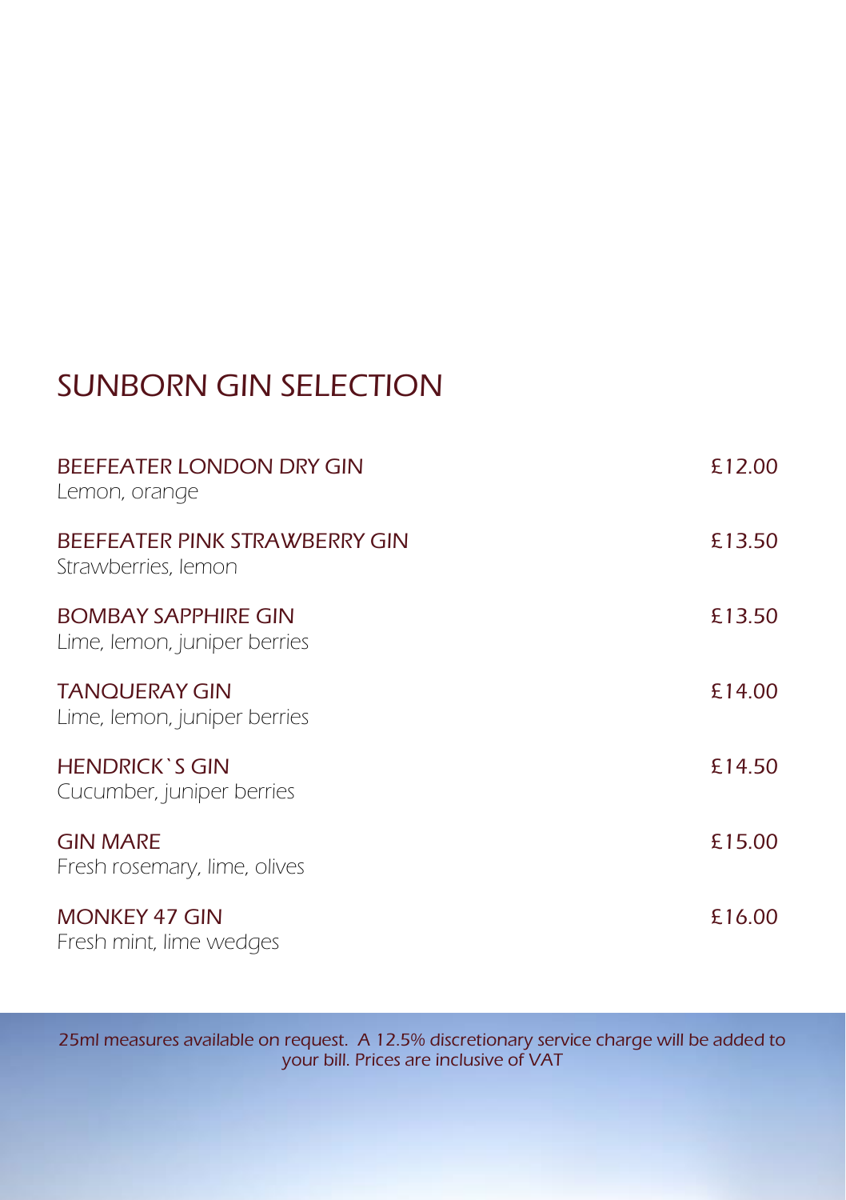# SUNBORN GIN SELECTION

| | |
|---|---|
| BEEFEATER LONDON DRY GIN<br>*Lemon, orange* | £12.00 |
| BEEFEATER PINK STRAWBERRY GIN<br>*Strawberries, lemon* | £13.50 |
| BOMBAY SAPPHIRE GIN<br>*Lime, lemon, juniper berries* | £13.50 |
| TANQUERAY GIN<br>*Lime, lemon, juniper berries* | £14.00 |
| HENDRICK`S GIN<br>*Cucumber, juniper berries* | £14.50 |
| GIN MARE<br>*Fresh rosemary, lime, olives* | £15.00 |
| MONKEY 47 GIN<br>*Fresh mint, lime wedges* | £16.00 |

25ml measures available on request. A 12.5% discretionary service charge will be added to your bill. Prices are inclusive of VAT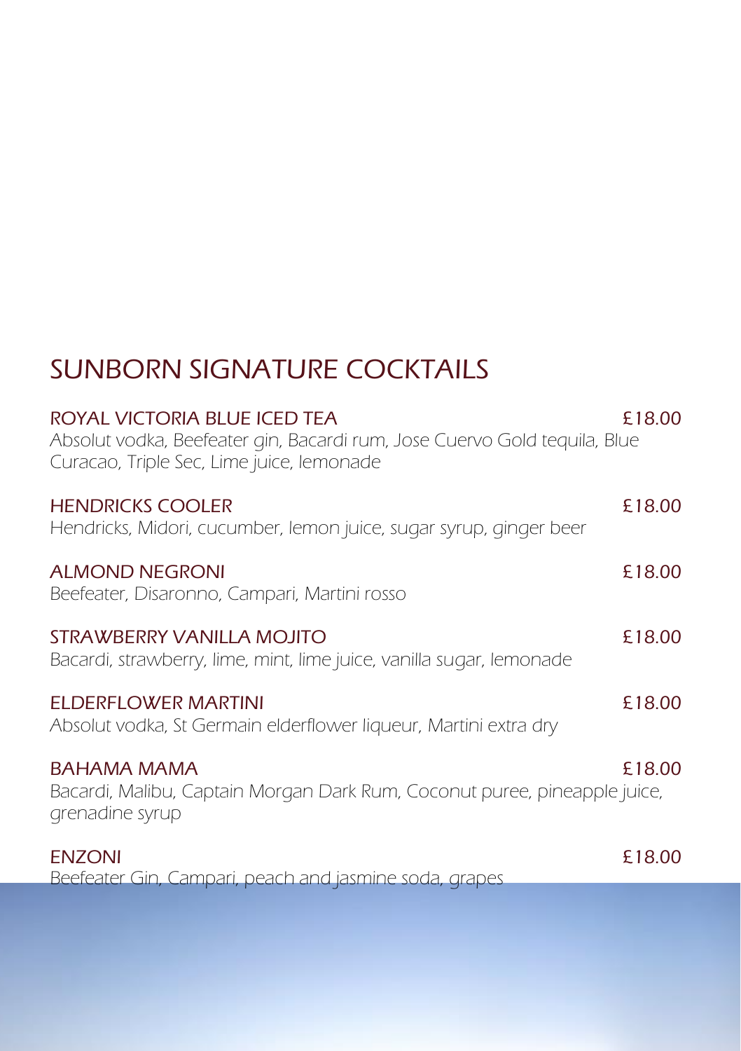# SUNBORN SIGNATURE COCKTAILS

**ROYAL VICTORIA BLUE ICED TEA** £18.00

*Absolut vodka, Beefeater gin, Bacardi rum, Jose Cuervo Gold tequila, Blue Curacao, Triple Sec, Lime juice, lemonade*

**HENDRICKS COOLER** £18.00

*Hendricks, Midori, cucumber, lemon juice, sugar syrup, ginger beer*

**ALMOND NEGRONI** £18.00

*Beefeater, Disaronno, Campari, Martini rosso*

**STRAWBERRY VANILLA MOJITO** £18.00

*Bacardi, strawberry, lime, mint, lime juice, vanilla sugar, lemonade*

**ELDERFLOWER MARTINI** £18.00

*Absolut vodka, St Germain elderflower liqueur, Martini extra dry*

**BAHAMA MAMA** £18.00

*Bacardi, Malibu, Captain Morgan Dark Rum, Coconut puree, pineapple juice, grenadine syrup*

**ENZONI** £18.00

*Beefeater Gin, Campari, peach and jasmine soda, grapes*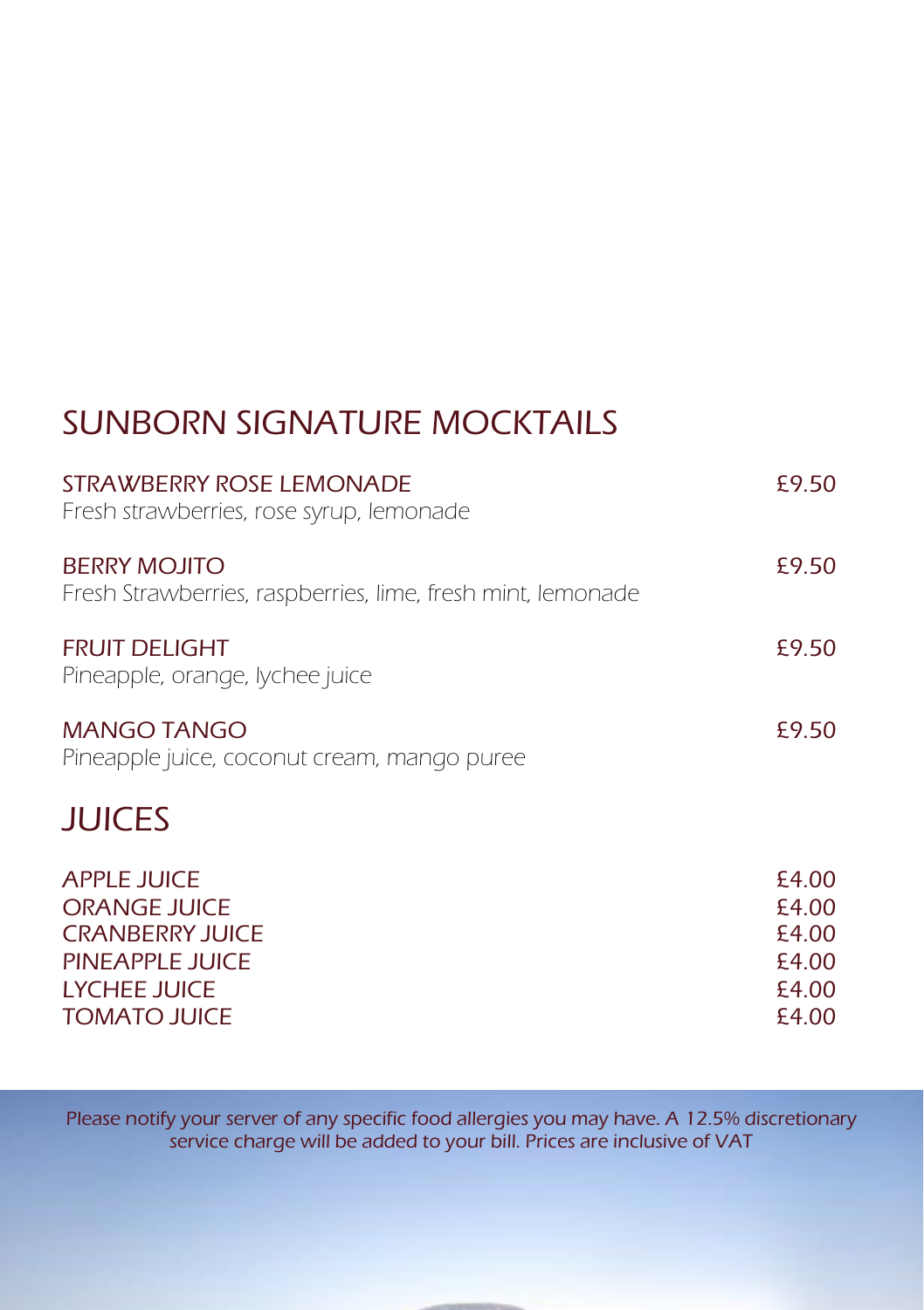# SUNBORN SIGNATURE MOCKTAILS

**STRAWBERRY ROSE LEMONADE** £9.50
Fresh strawberries, rose syrup, lemonade

**BERRY MOJITO** £9.50
Fresh Strawberries, raspberries, lime, fresh mint, lemonade

**FRUIT DELIGHT** £9.50
Pineapple, orange, lychee juice

**MANGO TANGO** £9.50
Pineapple juice, coconut cream, mango puree

# JUICES

| | |
|---|---|
| APPLE JUICE | £4.00 |
| ORANGE JUICE | £4.00 |
| CRANBERRY JUICE | £4.00 |
| PINEAPPLE JUICE | £4.00 |
| LYCHEE JUICE | £4.00 |
| TOMATO JUICE | £4.00 |

*Please notify your server of any specific food allergies you may have. A 12.5% discretionary service charge will be added to your bill. Prices are inclusive of VAT*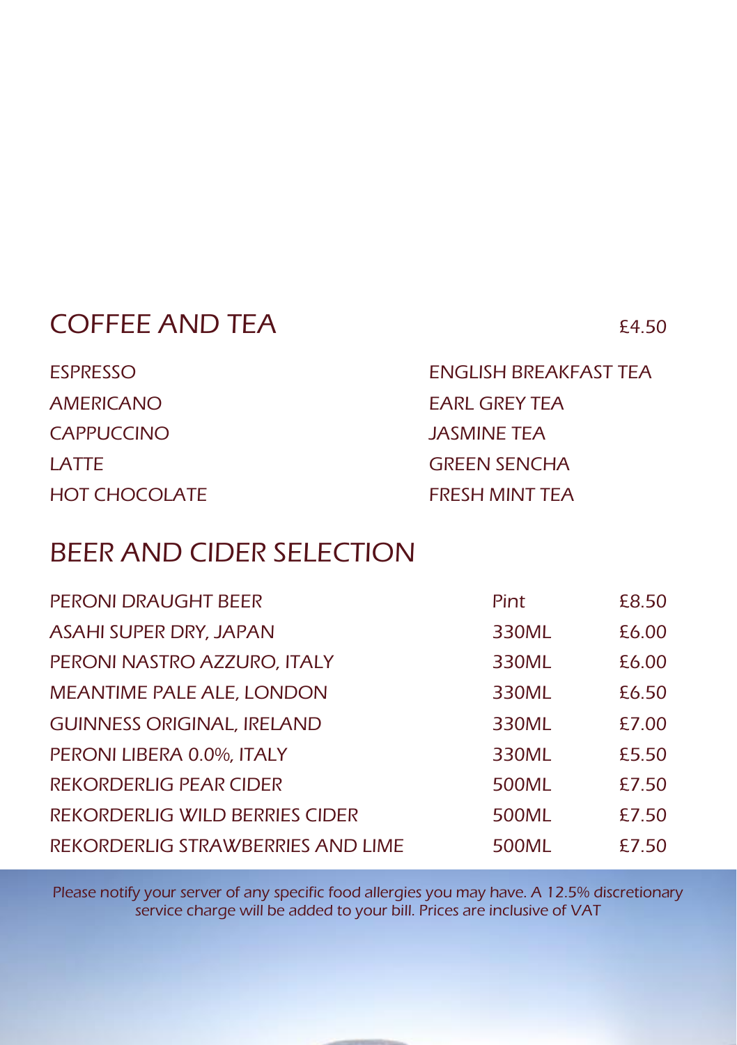## COFFEE AND TEA

£4.50

ESPRESSO
AMERICANO
CAPPUCCINO
LATTE
HOT CHOCOLATE

ENGLISH BREAKFAST TEA
EARL GREY TEA
JASMINE TEA
GREEN SENCHA
FRESH MINT TEA

## BEER AND CIDER SELECTION

| | | |
|---|---|---|
| PERONI DRAUGHT BEER | Pint | £8.50 |
| ASAHI SUPER DRY, JAPAN | 330ML | £6.00 |
| PERONI NASTRO AZZURO, ITALY | 330ML | £6.00 |
| MEANTIME PALE ALE, LONDON | 330ML | £6.50 |
| GUINNESS ORIGINAL, IRELAND | 330ML | £7.00 |
| PERONI LIBERA 0.0%, ITALY | 330ML | £5.50 |
| REKORDERLIG PEAR CIDER | 500ML | £7.50 |
| REKORDERLIG WILD BERRIES CIDER | 500ML | £7.50 |
| REKORDERLIG STRAWBERRIES AND LIME | 500ML | £7.50 |

*Please notify your server of any specific food allergies you may have. A 12.5% discretionary service charge will be added to your bill. Prices are inclusive of VAT*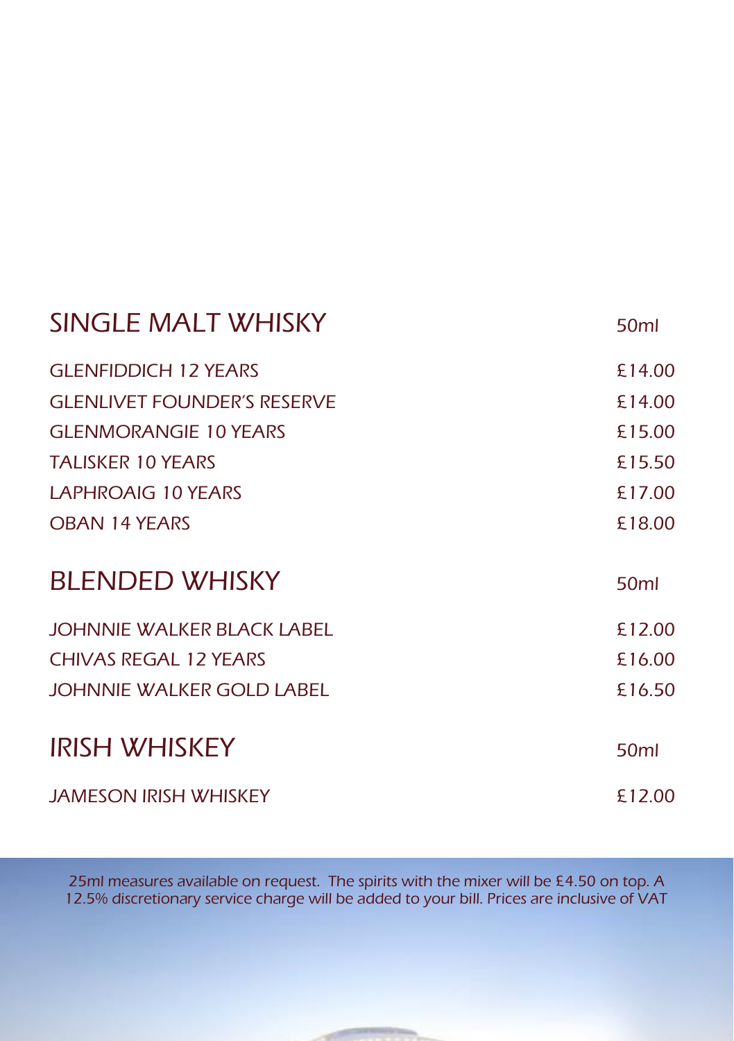## SINGLE MALT WHISKY

| | 50ml |
|---|---|
| GLENFIDDICH 12 YEARS | £14.00 |
| GLENLIVET FOUNDER'S RESERVE | £14.00 |
| GLENMORANGIE 10 YEARS | £15.00 |
| TALISKER 10 YEARS | £15.50 |
| LAPHROAIG 10 YEARS | £17.00 |
| OBAN 14 YEARS | £18.00 |

## BLENDED WHISKY

| | 50ml |
|---|---|
| JOHNNIE WALKER BLACK LABEL | £12.00 |
| CHIVAS REGAL 12 YEARS | £16.00 |
| JOHNNIE WALKER GOLD LABEL | £16.50 |

## IRISH WHISKEY

| | 50ml |
|---|---|
| JAMESON IRISH WHISKEY | £12.00 |

25ml measures available on request. The spirits with the mixer will be £4.50 on top. A 12.5% discretionary service charge will be added to your bill. Prices are inclusive of VAT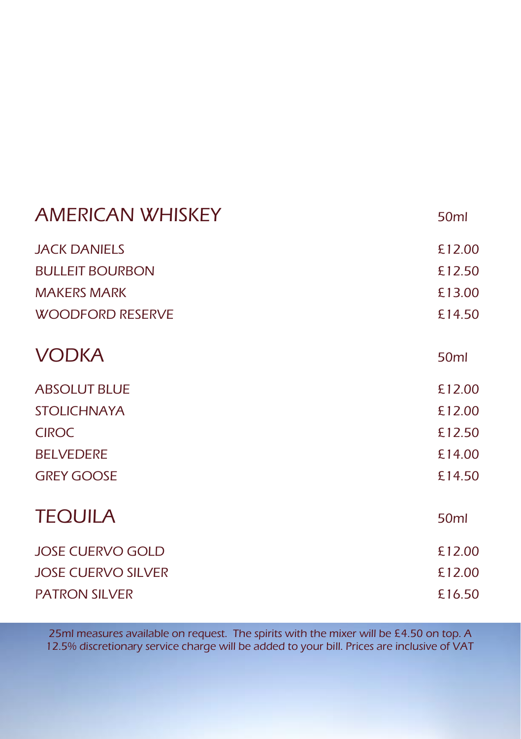| AMERICAN WHISKEY | 50ml |
| --- | --- |
| JACK DANIELS | £12.00 |
| BULLEIT BOURBON | £12.50 |
| MAKERS MARK | £13.00 |
| WOODFORD RESERVE | £14.50 |

| VODKA | 50ml |
| --- | --- |
| ABSOLUT BLUE | £12.00 |
| STOLICHNAYA | £12.00 |
| CIROC | £12.50 |
| BELVEDERE | £14.00 |
| GREY GOOSE | £14.50 |

| TEQUILA | 50ml |
| --- | --- |
| JOSE CUERVO GOLD | £12.00 |
| JOSE CUERVO SILVER | £12.00 |
| PATRON SILVER | £16.50 |

25ml measures available on request. The spirits with the mixer will be £4.50 on top. A 12.5% discretionary service charge will be added to your bill. Prices are inclusive of VAT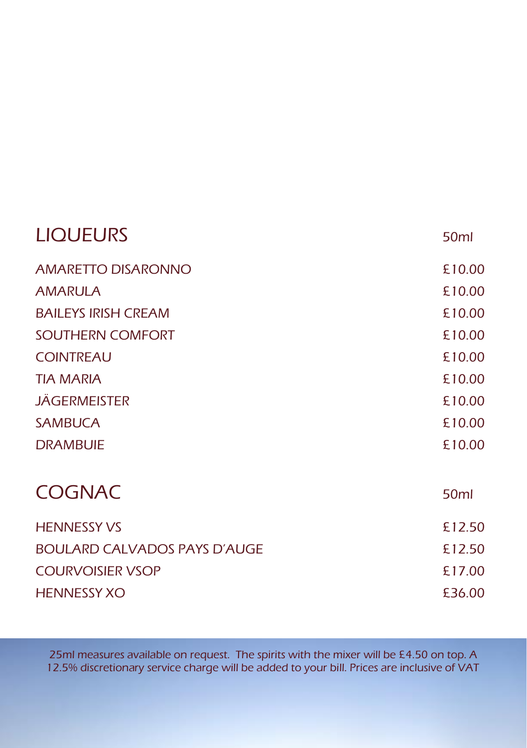## LIQUEURS

| | 50ml |
|---|---|
| AMARETTO DISARONNO | £10.00 |
| AMARULA | £10.00 |
| BAILEYS IRISH CREAM | £10.00 |
| SOUTHERN COMFORT | £10.00 |
| COINTREAU | £10.00 |
| TIA MARIA | £10.00 |
| JÄGERMEISTER | £10.00 |
| SAMBUCA | £10.00 |
| DRAMBUIE | £10.00 |

## COGNAC

| | 50ml |
|---|---|
| HENNESSY VS | £12.50 |
| BOULARD CALVADOS PAYS D'AUGE | £12.50 |
| COURVOISIER VSOP | £17.00 |
| HENNESSY XO | £36.00 |

25ml measures available on request. The spirits with the mixer will be £4.50 on top. A 12.5% discretionary service charge will be added to your bill. Prices are inclusive of VAT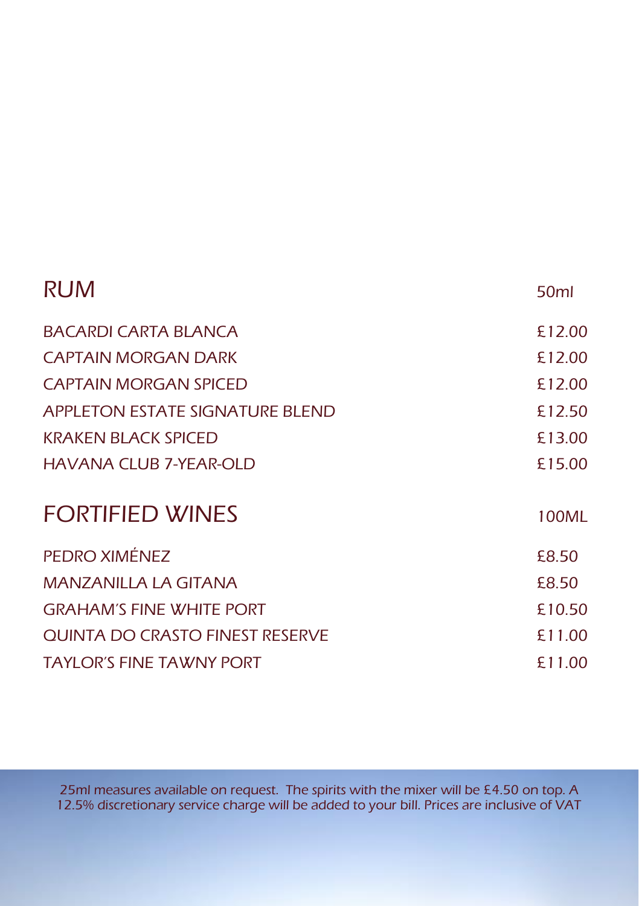## RUM

| RUM | 50ml |
|---|---|
| BACARDI CARTA BLANCA | £12.00 |
| CAPTAIN MORGAN DARK | £12.00 |
| CAPTAIN MORGAN SPICED | £12.00 |
| APPLETON ESTATE SIGNATURE BLEND | £12.50 |
| KRAKEN BLACK SPICED | £13.00 |
| HAVANA CLUB 7-YEAR-OLD | £15.00 |

## FORTIFIED WINES

| FORTIFIED WINES | 100ML |
|---|---|
| PEDRO XIMÉNEZ | £8.50 |
| MANZANILLA LA GITANA | £8.50 |
| GRAHAM'S FINE WHITE PORT | £10.50 |
| QUINTA DO CRASTO FINEST RESERVE | £11.00 |
| TAYLOR'S FINE TAWNY PORT | £11.00 |

25ml measures available on request. The spirits with the mixer will be £4.50 on top. A 12.5% discretionary service charge will be added to your bill. Prices are inclusive of VAT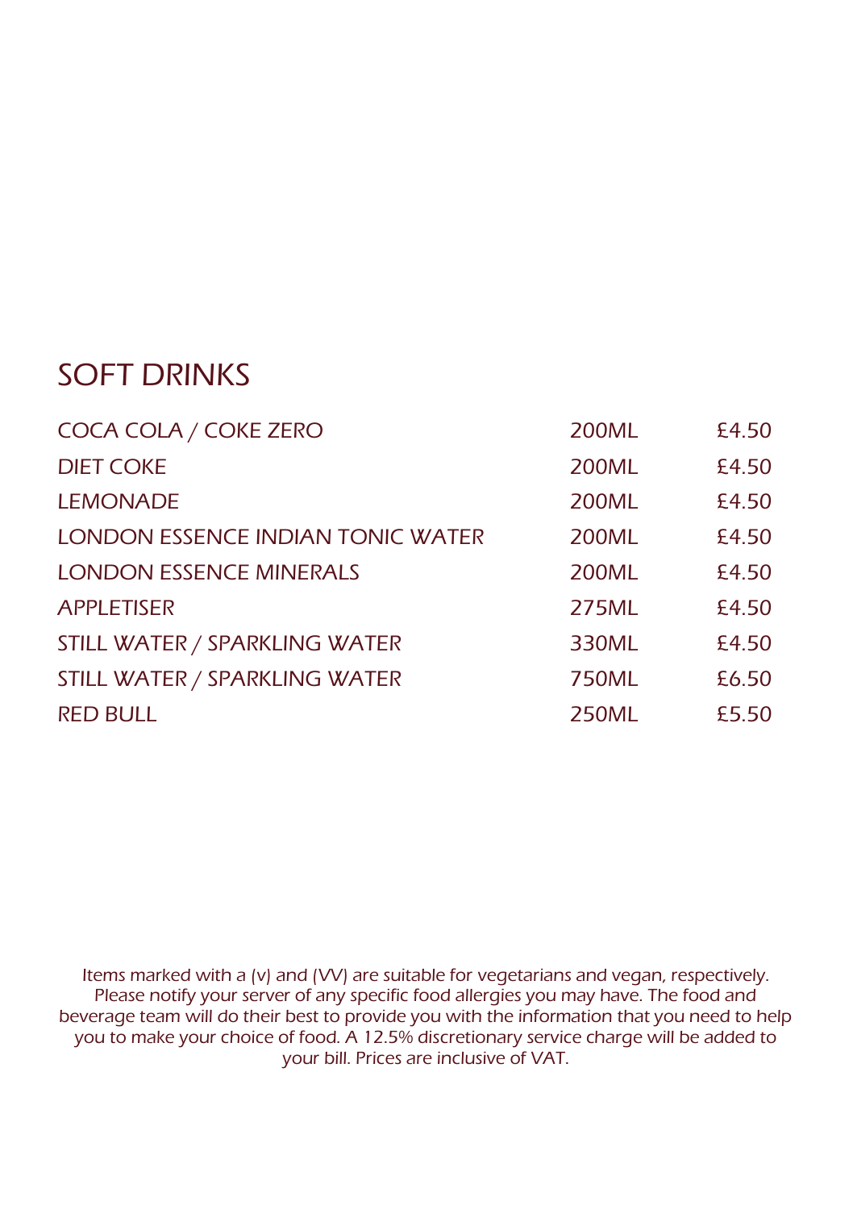## SOFT DRINKS

| | | |
|---|---|---|
| COCA COLA / COKE ZERO | 200ML | £4.50 |
| DIET COKE | 200ML | £4.50 |
| LEMONADE | 200ML | £4.50 |
| LONDON ESSENCE INDIAN TONIC WATER | 200ML | £4.50 |
| LONDON ESSENCE MINERALS | 200ML | £4.50 |
| APPLETISER | 275ML | £4.50 |
| STILL WATER / SPARKLING WATER | 330ML | £4.50 |
| STILL WATER / SPARKLING WATER | 750ML | £6.50 |
| RED BULL | 250ML | £5.50 |

*Items marked with a (v) and (VV) are suitable for vegetarians and vegan, respectively. Please notify your server of any specific food allergies you may have. The food and beverage team will do their best to provide you with the information that you need to help you to make your choice of food. A 12.5% discretionary service charge will be added to your bill. Prices are inclusive of VAT.*